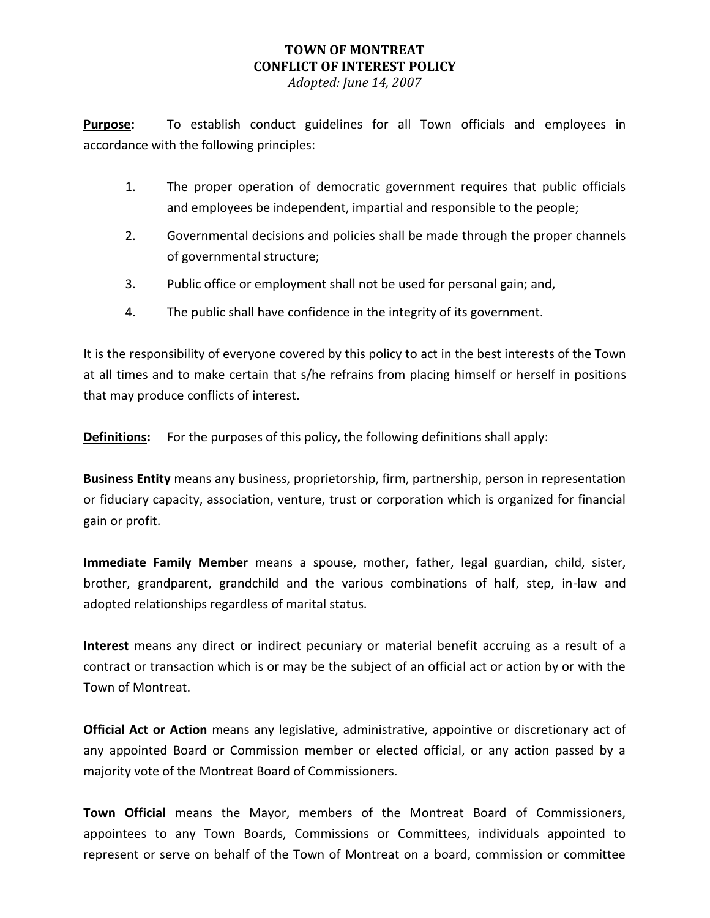# TOWN OF MONTREAT
## CONFLICT OF INTEREST POLICY
*Adopted: June 14, 2007*

**Purpose:** To establish conduct guidelines for all Town officials and employees in accordance with the following principles:

1. The proper operation of democratic government requires that public officials and employees be independent, impartial and responsible to the people;
2. Governmental decisions and policies shall be made through the proper channels of governmental structure;
3. Public office or employment shall not be used for personal gain; and,
4. The public shall have confidence in the integrity of its government.

It is the responsibility of everyone covered by this policy to act in the best interests of the Town at all times and to make certain that s/he refrains from placing himself or herself in positions that may produce conflicts of interest.

**Definitions:** For the purposes of this policy, the following definitions shall apply:

**Business Entity** means any business, proprietorship, firm, partnership, person in representation or fiduciary capacity, association, venture, trust or corporation which is organized for financial gain or profit.

**Immediate Family Member** means a spouse, mother, father, legal guardian, child, sister, brother, grandparent, grandchild and the various combinations of half, step, in-law and adopted relationships regardless of marital status.

**Interest** means any direct or indirect pecuniary or material benefit accruing as a result of a contract or transaction which is or may be the subject of an official act or action by or with the Town of Montreat.

**Official Act or Action** means any legislative, administrative, appointive or discretionary act of any appointed Board or Commission member or elected official, or any action passed by a majority vote of the Montreat Board of Commissioners.

**Town Official** means the Mayor, members of the Montreat Board of Commissioners, appointees to any Town Boards, Commissions or Committees, individuals appointed to represent or serve on behalf of the Town of Montreat on a board, commission or committee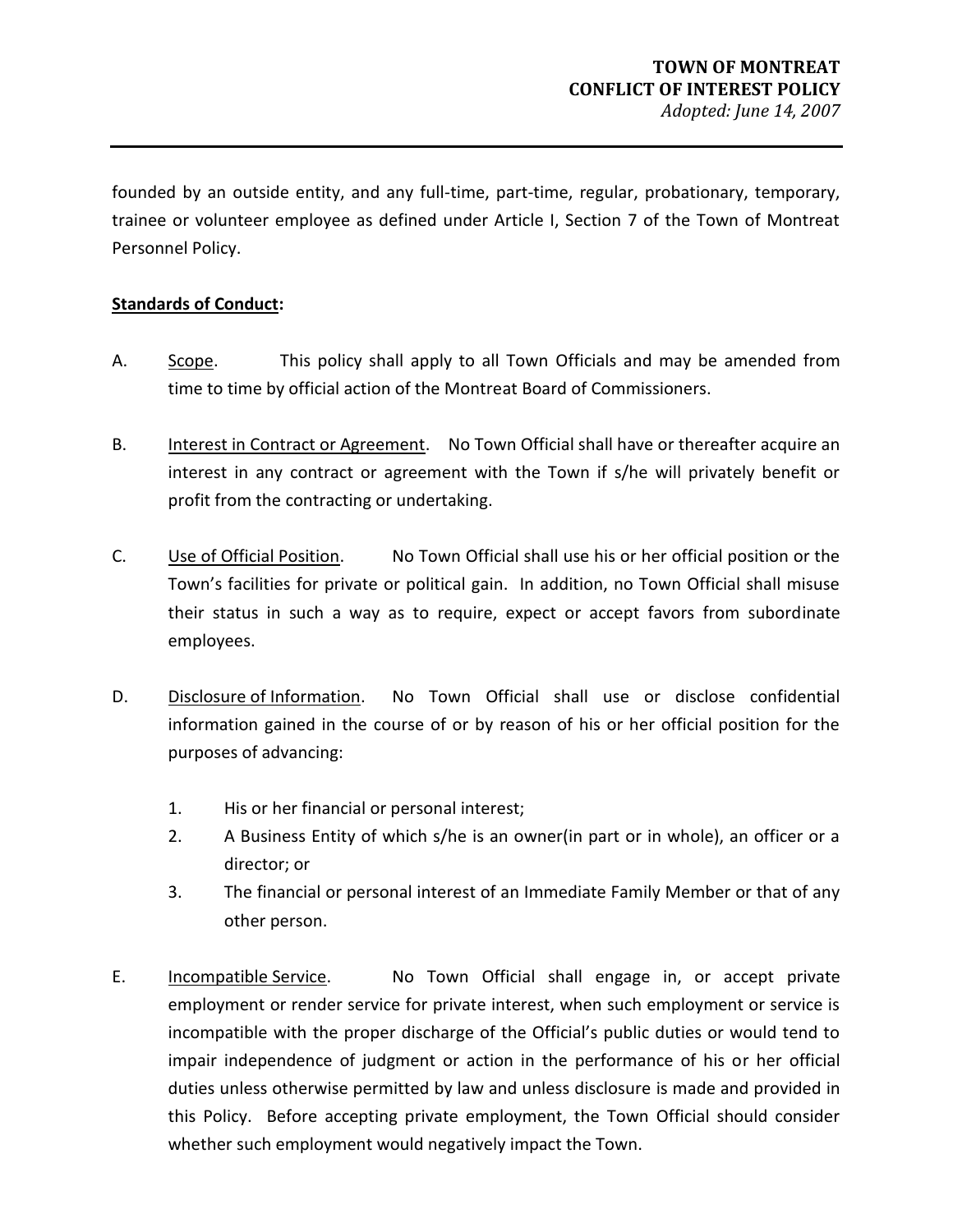founded by an outside entity, and any full-time, part-time, regular, probationary, temporary, trainee or volunteer employee as defined under Article I, Section 7 of the Town of Montreat Personnel Policy.

**<u>Standards of Conduct</u>:**

A. <u>Scope</u>. This policy shall apply to all Town Officials and may be amended from time to time by official action of the Montreat Board of Commissioners.

B. <u>Interest in Contract or Agreement</u>. No Town Official shall have or thereafter acquire an interest in any contract or agreement with the Town if s/he will privately benefit or profit from the contracting or undertaking.

C. <u>Use of Official Position</u>. No Town Official shall use his or her official position or the Town's facilities for private or political gain. In addition, no Town Official shall misuse their status in such a way as to require, expect or accept favors from subordinate employees.

D. <u>Disclosure of Information</u>. No Town Official shall use or disclose confidential information gained in the course of or by reason of his or her official position for the purposes of advancing:

   1. His or her financial or personal interest;
   2. A Business Entity of which s/he is an owner(in part or in whole), an officer or a director; or
   3. The financial or personal interest of an Immediate Family Member or that of any other person.

E. <u>Incompatible Service</u>. No Town Official shall engage in, or accept private employment or render service for private interest, when such employment or service is incompatible with the proper discharge of the Official's public duties or would tend to impair independence of judgment or action in the performance of his or her official duties unless otherwise permitted by law and unless disclosure is made and provided in this Policy. Before accepting private employment, the Town Official should consider whether such employment would negatively impact the Town.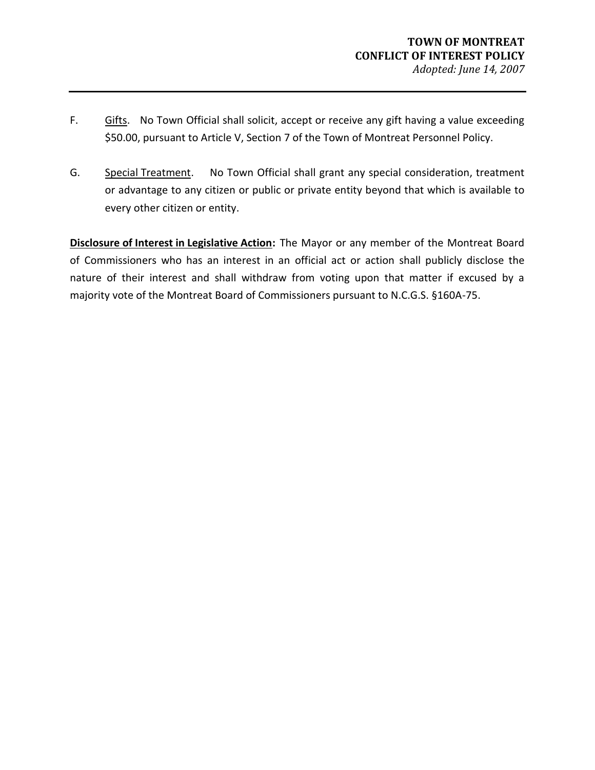F. <u>Gifts</u>. No Town Official shall solicit, accept or receive any gift having a value exceeding $50.00, pursuant to Article V, Section 7 of the Town of Montreat Personnel Policy.

G. <u>Special Treatment</u>. No Town Official shall grant any special consideration, treatment or advantage to any citizen or public or private entity beyond that which is available to every other citizen or entity.

**<u>Disclosure of Interest in Legislative Action</u>:** The Mayor or any member of the Montreat Board of Commissioners who has an interest in an official act or action shall publicly disclose the nature of their interest and shall withdraw from voting upon that matter if excused by a majority vote of the Montreat Board of Commissioners pursuant to N.C.G.S. §160A-75.